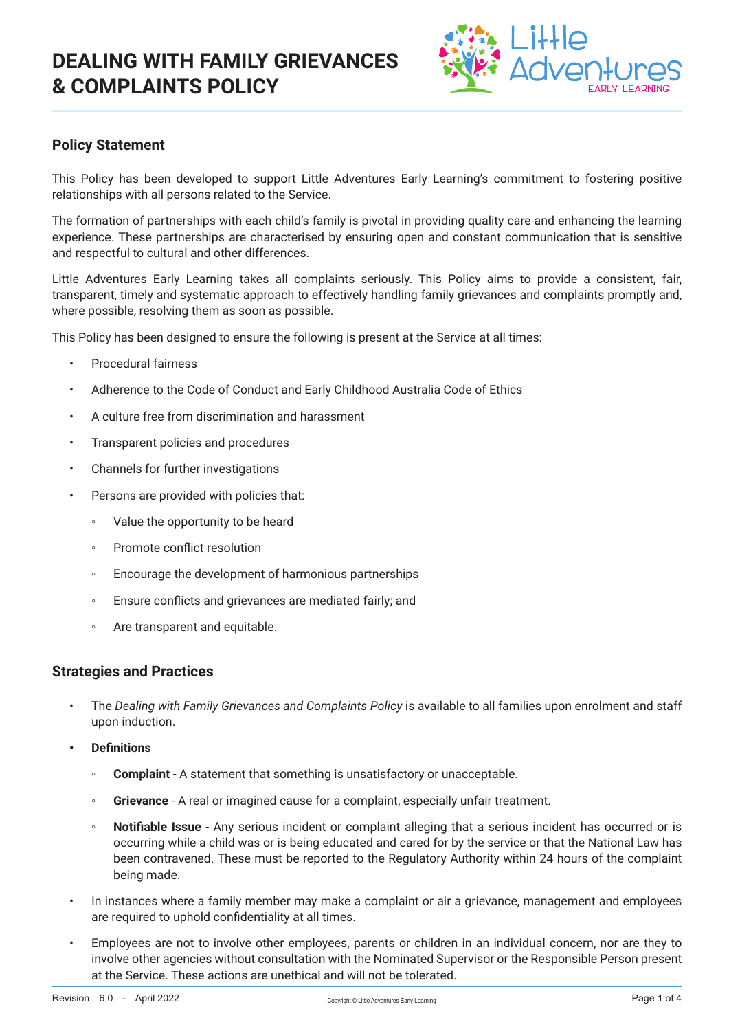# DEALING WITH FAMILY GRIEVANCES & COMPLAINTS POLICY

## Policy Statement

This Policy has been developed to support Little Adventures Early Learning's commitment to fostering positive relationships with all persons related to the Service.

The formation of partnerships with each child's family is pivotal in providing quality care and enhancing the learning experience. These partnerships are characterised by ensuring open and constant communication that is sensitive and respectful to cultural and other differences.

Little Adventures Early Learning takes all complaints seriously. This Policy aims to provide a consistent, fair, transparent, timely and systematic approach to effectively handling family grievances and complaints promptly and, where possible, resolving them as soon as possible.

This Policy has been designed to ensure the following is present at the Service at all times:

- Procedural fairness
- Adherence to the Code of Conduct and Early Childhood Australia Code of Ethics
- A culture free from discrimination and harassment
- Transparent policies and procedures
- Channels for further investigations
- Persons are provided with policies that:
  - Value the opportunity to be heard
  - Promote conflict resolution
  - Encourage the development of harmonious partnerships
  - Ensure conflicts and grievances are mediated fairly; and
  - Are transparent and equitable.

## Strategies and Practices

- The *Dealing with Family Grievances and Complaints Policy* is available to all families upon enrolment and staff upon induction.
- **Definitions**
  - **Complaint** - A statement that something is unsatisfactory or unacceptable.
  - **Grievance** - A real or imagined cause for a complaint, especially unfair treatment.
  - **Notifiable Issue** - Any serious incident or complaint alleging that a serious incident has occurred or is occurring while a child was or is being educated and cared for by the service or that the National Law has been contravened. These must be reported to the Regulatory Authority within 24 hours of the complaint being made.
- In instances where a family member may make a complaint or air a grievance, management and employees are required to uphold confidentiality at all times.
- Employees are not to involve other employees, parents or children in an individual concern, nor are they to involve other agencies without consultation with the Nominated Supervisor or the Responsible Person present at the Service. These actions are unethical and will not be tolerated.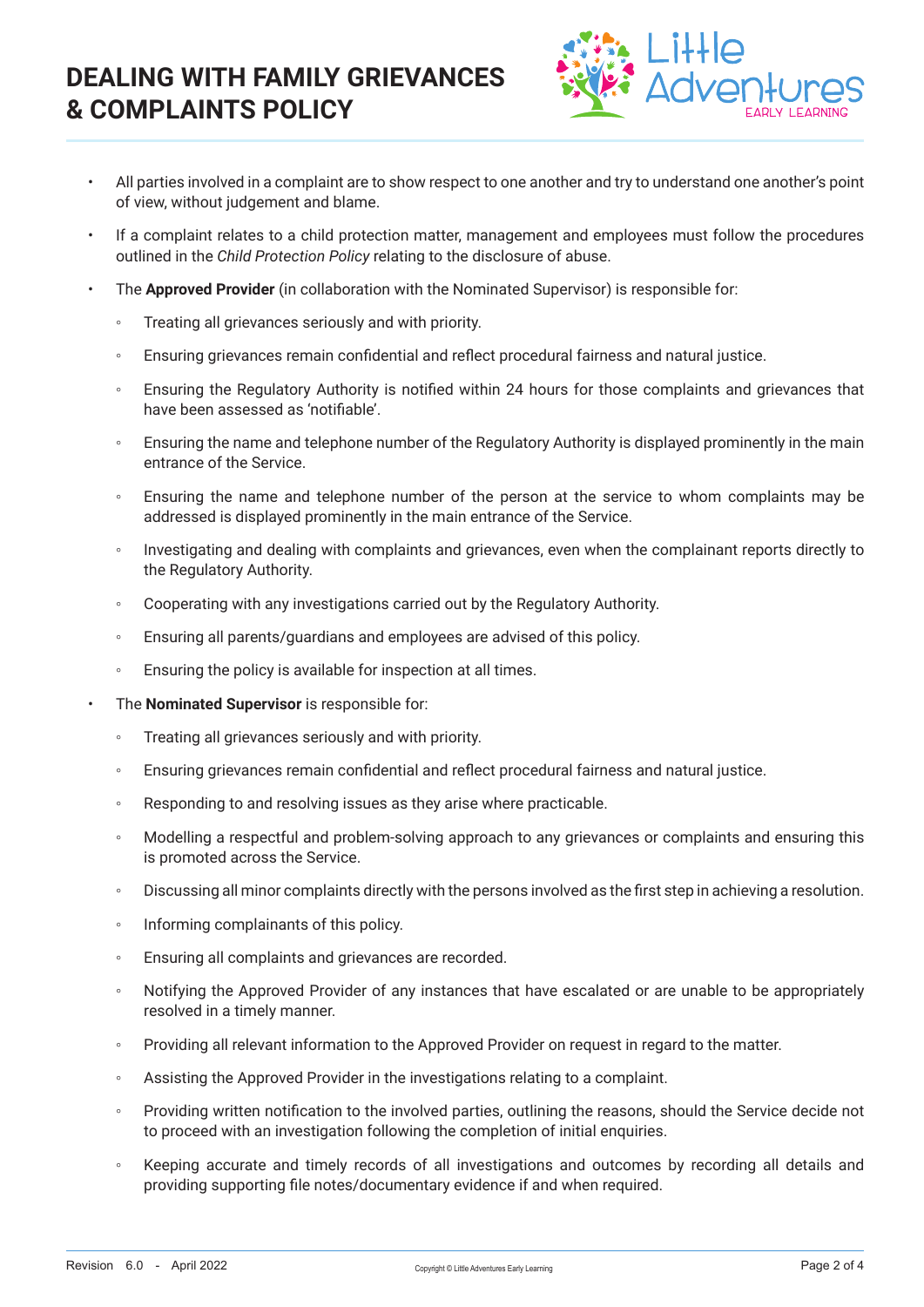- All parties involved in a complaint are to show respect to one another and try to understand one another's point of view, without judgement and blame.
- If a complaint relates to a child protection matter, management and employees must follow the procedures outlined in the *Child Protection Policy* relating to the disclosure of abuse.
- The **Approved Provider** (in collaboration with the Nominated Supervisor) is responsible for:
  - Treating all grievances seriously and with priority.
  - Ensuring grievances remain confidential and reflect procedural fairness and natural justice.
  - Ensuring the Regulatory Authority is notified within 24 hours for those complaints and grievances that have been assessed as 'notifiable'.
  - Ensuring the name and telephone number of the Regulatory Authority is displayed prominently in the main entrance of the Service.
  - Ensuring the name and telephone number of the person at the service to whom complaints may be addressed is displayed prominently in the main entrance of the Service.
  - Investigating and dealing with complaints and grievances, even when the complainant reports directly to the Regulatory Authority.
  - Cooperating with any investigations carried out by the Regulatory Authority.
  - Ensuring all parents/guardians and employees are advised of this policy.
  - Ensuring the policy is available for inspection at all times.
- The **Nominated Supervisor** is responsible for:
  - Treating all grievances seriously and with priority.
  - Ensuring grievances remain confidential and reflect procedural fairness and natural justice.
  - Responding to and resolving issues as they arise where practicable.
  - Modelling a respectful and problem-solving approach to any grievances or complaints and ensuring this is promoted across the Service.
  - Discussing all minor complaints directly with the persons involved as the first step in achieving a resolution.
  - Informing complainants of this policy.
  - Ensuring all complaints and grievances are recorded.
  - Notifying the Approved Provider of any instances that have escalated or are unable to be appropriately resolved in a timely manner.
  - Providing all relevant information to the Approved Provider on request in regard to the matter.
  - Assisting the Approved Provider in the investigations relating to a complaint.
  - Providing written notification to the involved parties, outlining the reasons, should the Service decide not to proceed with an investigation following the completion of initial enquiries.
  - Keeping accurate and timely records of all investigations and outcomes by recording all details and providing supporting file notes/documentary evidence if and when required.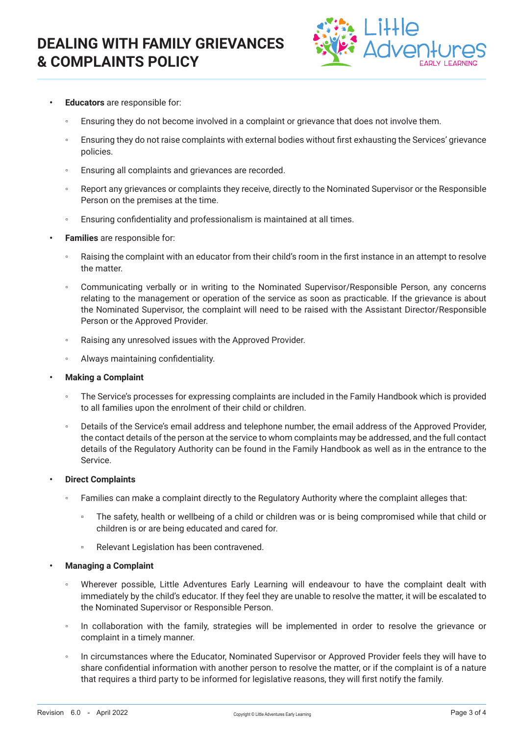- **Educators** are responsible for:
  - Ensuring they do not become involved in a complaint or grievance that does not involve them.
  - Ensuring they do not raise complaints with external bodies without first exhausting the Services' grievance policies.
  - Ensuring all complaints and grievances are recorded.
  - Report any grievances or complaints they receive, directly to the Nominated Supervisor or the Responsible Person on the premises at the time.
  - Ensuring confidentiality and professionalism is maintained at all times.
- **Families** are responsible for:
  - Raising the complaint with an educator from their child's room in the first instance in an attempt to resolve the matter.
  - Communicating verbally or in writing to the Nominated Supervisor/Responsible Person, any concerns relating to the management or operation of the service as soon as practicable. If the grievance is about the Nominated Supervisor, the complaint will need to be raised with the Assistant Director/Responsible Person or the Approved Provider.
  - Raising any unresolved issues with the Approved Provider.
  - Always maintaining confidentiality.
- **Making a Complaint**
  - The Service's processes for expressing complaints are included in the Family Handbook which is provided to all families upon the enrolment of their child or children.
  - Details of the Service's email address and telephone number, the email address of the Approved Provider, the contact details of the person at the service to whom complaints may be addressed, and the full contact details of the Regulatory Authority can be found in the Family Handbook as well as in the entrance to the Service.
- **Direct Complaints**
  - Families can make a complaint directly to the Regulatory Authority where the complaint alleges that:
    - The safety, health or wellbeing of a child or children was or is being compromised while that child or children is or are being educated and cared for.
    - Relevant Legislation has been contravened.
- **Managing a Complaint**
  - Wherever possible, Little Adventures Early Learning will endeavour to have the complaint dealt with immediately by the child's educator. If they feel they are unable to resolve the matter, it will be escalated to the Nominated Supervisor or Responsible Person.
  - In collaboration with the family, strategies will be implemented in order to resolve the grievance or complaint in a timely manner.
  - In circumstances where the Educator, Nominated Supervisor or Approved Provider feels they will have to share confidential information with another person to resolve the matter, or if the complaint is of a nature that requires a third party to be informed for legislative reasons, they will first notify the family.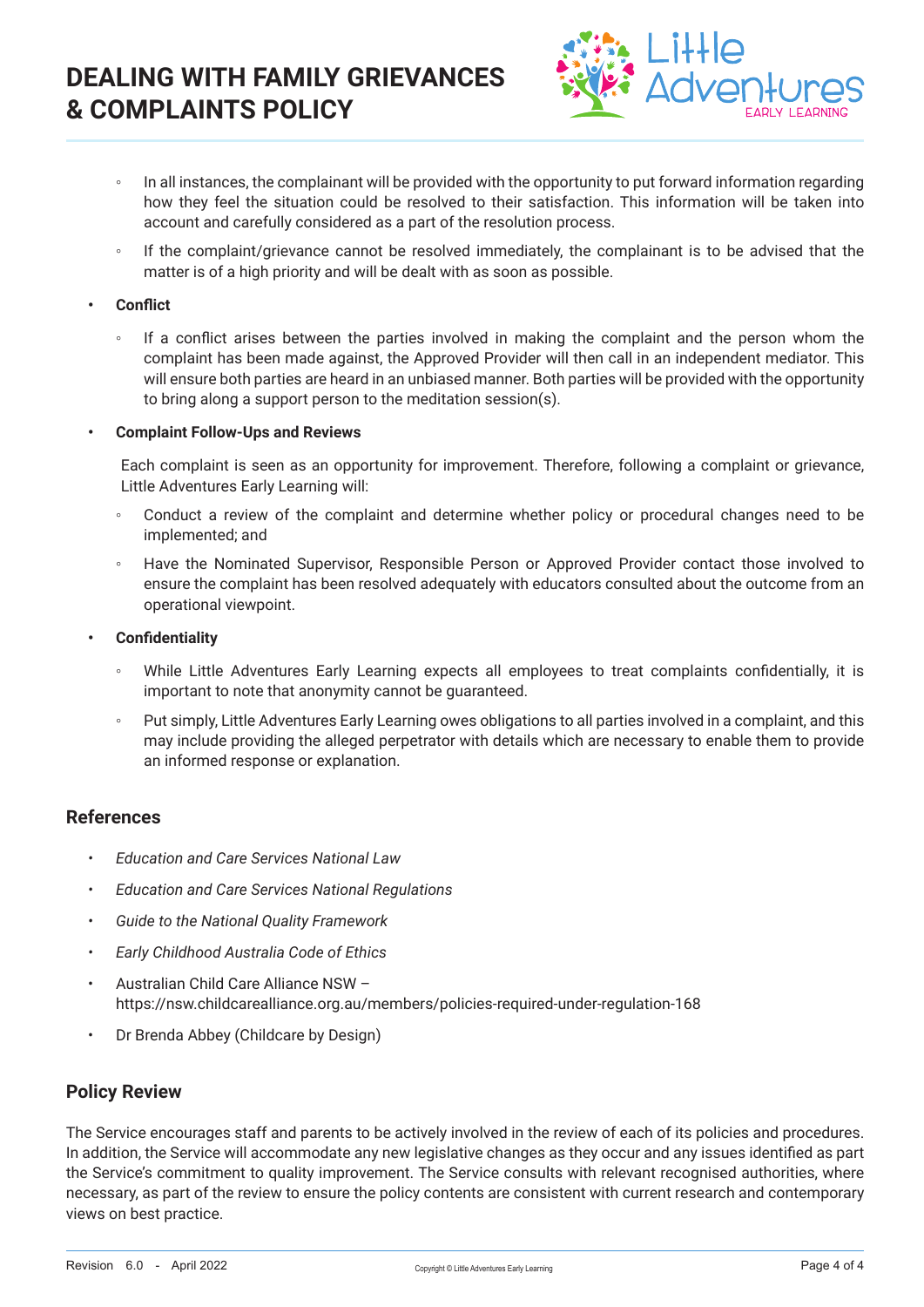- In all instances, the complainant will be provided with the opportunity to put forward information regarding how they feel the situation could be resolved to their satisfaction. This information will be taken into account and carefully considered as a part of the resolution process.
- If the complaint/grievance cannot be resolved immediately, the complainant is to be advised that the matter is of a high priority and will be dealt with as soon as possible.

- **Conflict**
  - If a conflict arises between the parties involved in making the complaint and the person whom the complaint has been made against, the Approved Provider will then call in an independent mediator. This will ensure both parties are heard in an unbiased manner. Both parties will be provided with the opportunity to bring along a support person to the meditation session(s).

- **Complaint Follow-Ups and Reviews**

  Each complaint is seen as an opportunity for improvement. Therefore, following a complaint or grievance, Little Adventures Early Learning will:

  - Conduct a review of the complaint and determine whether policy or procedural changes need to be implemented; and
  - Have the Nominated Supervisor, Responsible Person or Approved Provider contact those involved to ensure the complaint has been resolved adequately with educators consulted about the outcome from an operational viewpoint.

- **Confidentiality**
  - While Little Adventures Early Learning expects all employees to treat complaints confidentially, it is important to note that anonymity cannot be guaranteed.
  - Put simply, Little Adventures Early Learning owes obligations to all parties involved in a complaint, and this may include providing the alleged perpetrator with details which are necessary to enable them to provide an informed response or explanation.

## References

- *Education and Care Services National Law*
- *Education and Care Services National Regulations*
- *Guide to the National Quality Framework*
- *Early Childhood Australia Code of Ethics*
- Australian Child Care Alliance NSW – https://nsw.childcarealliance.org.au/members/policies-required-under-regulation-168
- Dr Brenda Abbey (Childcare by Design)

## Policy Review

The Service encourages staff and parents to be actively involved in the review of each of its policies and procedures. In addition, the Service will accommodate any new legislative changes as they occur and any issues identified as part the Service's commitment to quality improvement. The Service consults with relevant recognised authorities, where necessary, as part of the review to ensure the policy contents are consistent with current research and contemporary views on best practice.